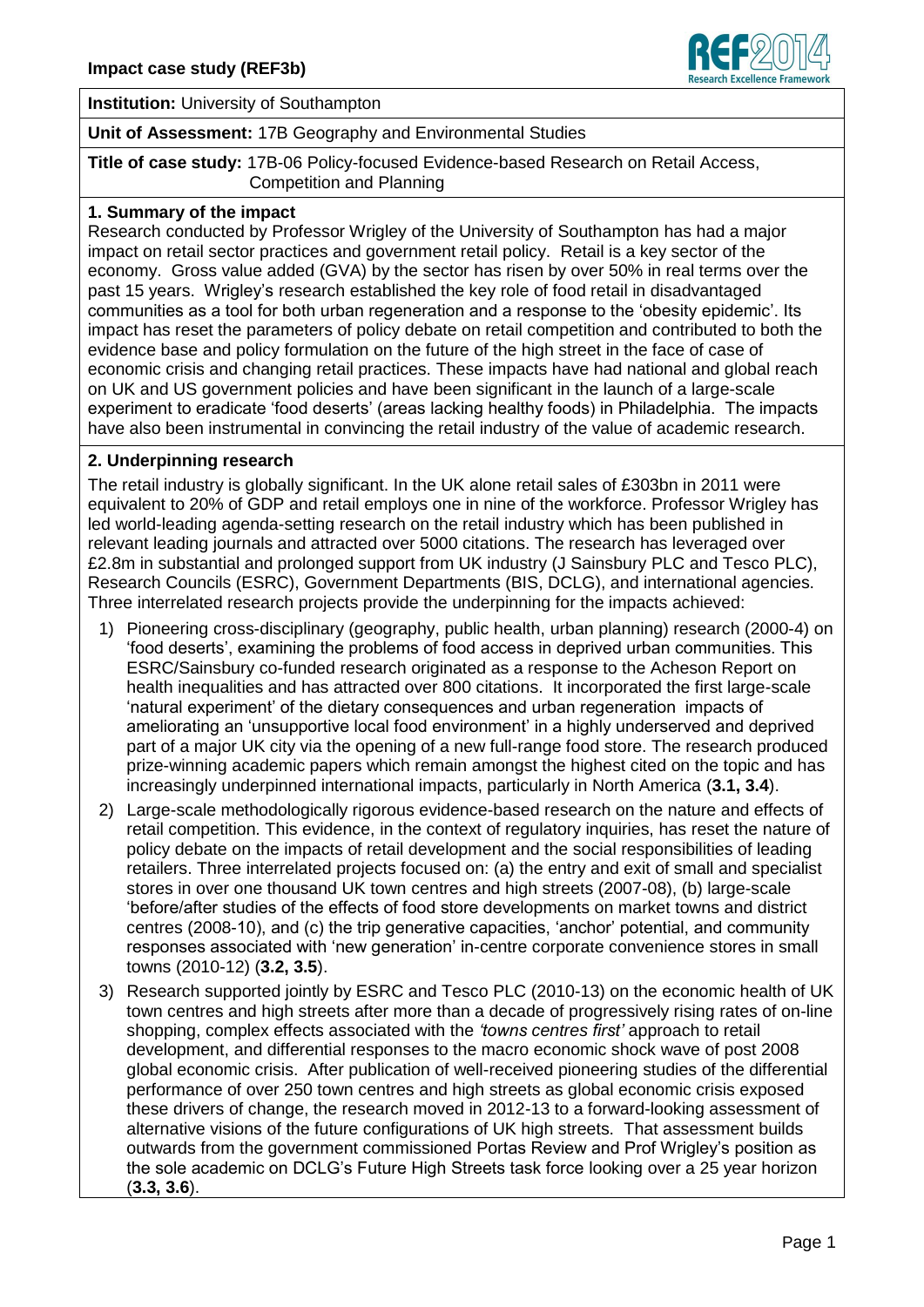**Impact case study (REF3b)**

**Institution:** University of Southampton

**Unit of Assessment:** 17B Geography and Environmental Studies

**Title of case study:** 17B-06 Policy-focused Evidence-based Research on Retail Access, Competition and Planning

## 1. Summary of the impact

Research conducted by Professor Wrigley of the University of Southampton has had a major impact on retail sector practices and government retail policy. Retail is a key sector of the economy. Gross value added (GVA) by the sector has risen by over 50% in real terms over the past 15 years. Wrigley's research established the key role of food retail in disadvantaged communities as a tool for both urban regeneration and a response to the 'obesity epidemic'. Its impact has reset the parameters of policy debate on retail competition and contributed to both the evidence base and policy formulation on the future of the high street in the face of case of economic crisis and changing retail practices. These impacts have had national and global reach on UK and US government policies and have been significant in the launch of a large-scale experiment to eradicate 'food deserts' (areas lacking healthy foods) in Philadelphia. The impacts have also been instrumental in convincing the retail industry of the value of academic research.

## 2. Underpinning research

The retail industry is globally significant. In the UK alone retail sales of £303bn in 2011 were equivalent to 20% of GDP and retail employs one in nine of the workforce. Professor Wrigley has led world-leading agenda-setting research on the retail industry which has been published in relevant leading journals and attracted over 5000 citations. The research has leveraged over £2.8m in substantial and prolonged support from UK industry (J Sainsbury PLC and Tesco PLC), Research Councils (ESRC), Government Departments (BIS, DCLG), and international agencies. Three interrelated research projects provide the underpinning for the impacts achieved:

1) Pioneering cross-disciplinary (geography, public health, urban planning) research (2000-4) on 'food deserts', examining the problems of food access in deprived urban communities. This ESRC/Sainsbury co-funded research originated as a response to the Acheson Report on health inequalities and has attracted over 800 citations. It incorporated the first large-scale 'natural experiment' of the dietary consequences and urban regeneration impacts of ameliorating an 'unsupportive local food environment' in a highly underserved and deprived part of a major UK city via the opening of a new full-range food store. The research produced prize-winning academic papers which remain amongst the highest cited on the topic and has increasingly underpinned international impacts, particularly in North America (**3.1, 3.4**).
2) Large-scale methodologically rigorous evidence-based research on the nature and effects of retail competition. This evidence, in the context of regulatory inquiries, has reset the nature of policy debate on the impacts of retail development and the social responsibilities of leading retailers. Three interrelated projects focused on: (a) the entry and exit of small and specialist stores in over one thousand UK town centres and high streets (2007-08), (b) large-scale 'before/after studies of the effects of food store developments on market towns and district centres (2008-10), and (c) the trip generative capacities, 'anchor' potential, and community responses associated with 'new generation' in-centre corporate convenience stores in small towns (2010-12) (**3.2, 3.5**).
3) Research supported jointly by ESRC and Tesco PLC (2010-13) on the economic health of UK town centres and high streets after more than a decade of progressively rising rates of on-line shopping, complex effects associated with the *'towns centres first'* approach to retail development, and differential responses to the macro economic shock wave of post 2008 global economic crisis. After publication of well-received pioneering studies of the differential performance of over 250 town centres and high streets as global economic crisis exposed these drivers of change, the research moved in 2012-13 to a forward-looking assessment of alternative visions of the future configurations of UK high streets. That assessment builds outwards from the government commissioned Portas Review and Prof Wrigley's position as the sole academic on DCLG's Future High Streets task force looking over a 25 year horizon (**3.3, 3.6**).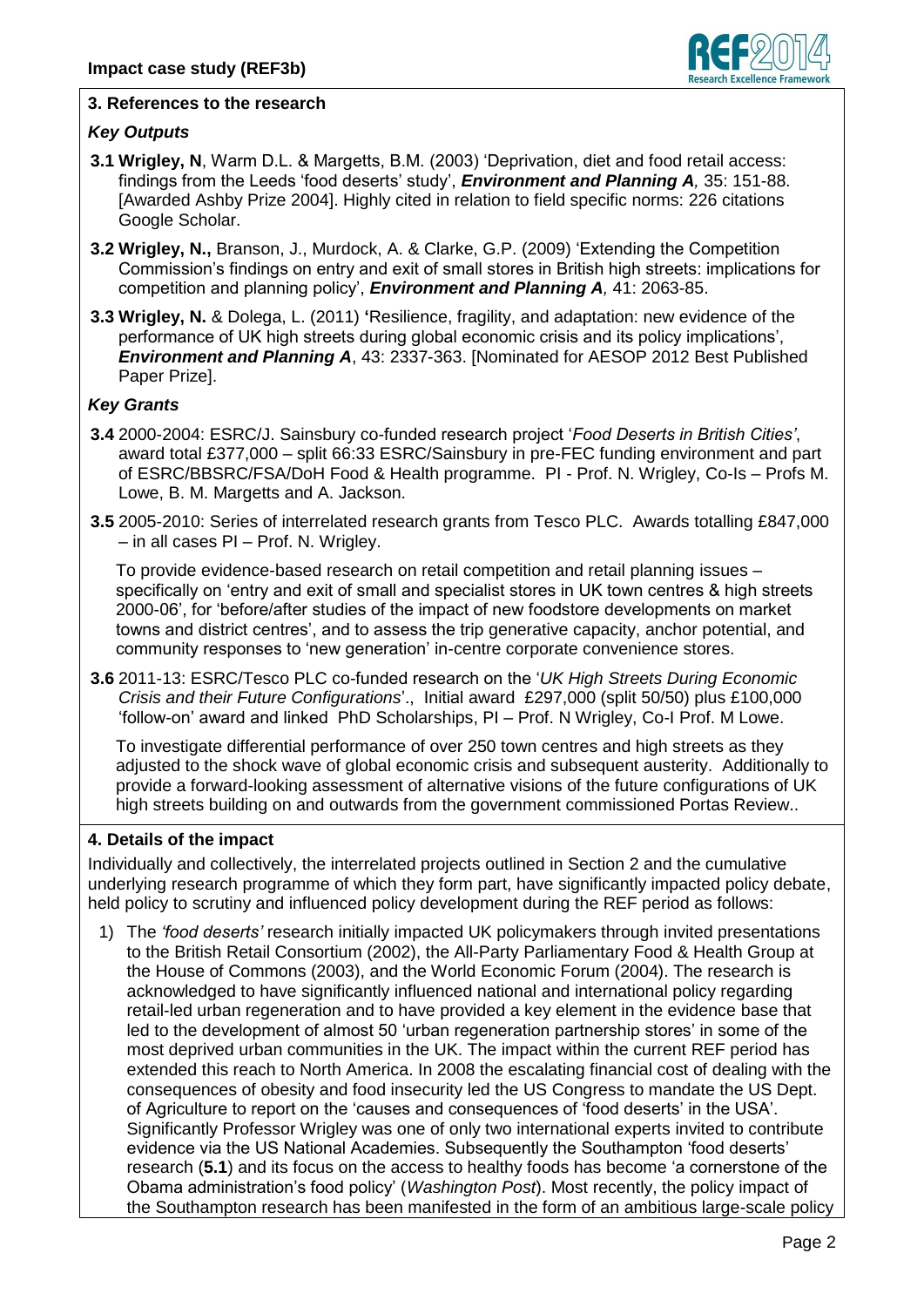## 3. References to the research

### *Key Outputs*

- **3.1 Wrigley, N**, Warm D.L. & Margetts, B.M. (2003) 'Deprivation, diet and food retail access: findings from the Leeds 'food deserts' study', ***Environment and Planning A**,* 35: 151-88. [Awarded Ashby Prize 2004]. Highly cited in relation to field specific norms: 226 citations Google Scholar.
- **3.2 Wrigley, N.,** Branson, J., Murdock, A. & Clarke, G.P. (2009) 'Extending the Competition Commission's findings on entry and exit of small stores in British high streets: implications for competition and planning policy', ***Environment and Planning A**,* 41: 2063-85.
- **3.3 Wrigley, N.** & Dolega, L. (2011) **'**Resilience, fragility, and adaptation: new evidence of the performance of UK high streets during global economic crisis and its policy implications', ***Environment and Planning A***, 43: 2337-363. [Nominated for AESOP 2012 Best Published Paper Prize].

### *Key Grants*

- **3.4** 2000-2004: ESRC/J. Sainsbury co-funded research project '*Food Deserts in British Cities'*, award total £377,000 – split 66:33 ESRC/Sainsbury in pre-FEC funding environment and part of ESRC/BBSRC/FSA/DoH Food & Health programme. PI - Prof. N. Wrigley, Co-Is – Profs M. Lowe, B. M. Margetts and A. Jackson.
- **3.5** 2005-2010: Series of interrelated research grants from Tesco PLC. Awards totalling £847,000 – in all cases PI – Prof. N. Wrigley.

  To provide evidence-based research on retail competition and retail planning issues – specifically on 'entry and exit of small and specialist stores in UK town centres & high streets 2000-06', for 'before/after studies of the impact of new foodstore developments on market towns and district centres', and to assess the trip generative capacity, anchor potential, and community responses to 'new generation' in-centre corporate convenience stores.
- **3.6** 2011-13: ESRC/Tesco PLC co-funded research on the '*UK High Streets During Economic Crisis and their Future Configurations*'., Initial award £297,000 (split 50/50) plus £100,000 'follow-on' award and linked PhD Scholarships, PI – Prof. N Wrigley, Co-I Prof. M Lowe.

  To investigate differential performance of over 250 town centres and high streets as they adjusted to the shock wave of global economic crisis and subsequent austerity. Additionally to provide a forward-looking assessment of alternative visions of the future configurations of UK high streets building on and outwards from the government commissioned Portas Review..

## 4. Details of the impact

Individually and collectively, the interrelated projects outlined in Section 2 and the cumulative underlying research programme of which they form part, have significantly impacted policy debate, held policy to scrutiny and influenced policy development during the REF period as follows:

1) The *'food deserts'* research initially impacted UK policymakers through invited presentations to the British Retail Consortium (2002), the All-Party Parliamentary Food & Health Group at the House of Commons (2003), and the World Economic Forum (2004). The research is acknowledged to have significantly influenced national and international policy regarding retail-led urban regeneration and to have provided a key element in the evidence base that led to the development of almost 50 'urban regeneration partnership stores' in some of the most deprived urban communities in the UK. The impact within the current REF period has extended this reach to North America. In 2008 the escalating financial cost of dealing with the consequences of obesity and food insecurity led the US Congress to mandate the US Dept. of Agriculture to report on the 'causes and consequences of 'food deserts' in the USA'. Significantly Professor Wrigley was one of only two international experts invited to contribute evidence via the US National Academies. Subsequently the Southampton 'food deserts' research (**5.1**) and its focus on the access to healthy foods has become 'a cornerstone of the Obama administration's food policy' (*Washington Post*). Most recently, the policy impact of the Southampton research has been manifested in the form of an ambitious large-scale policy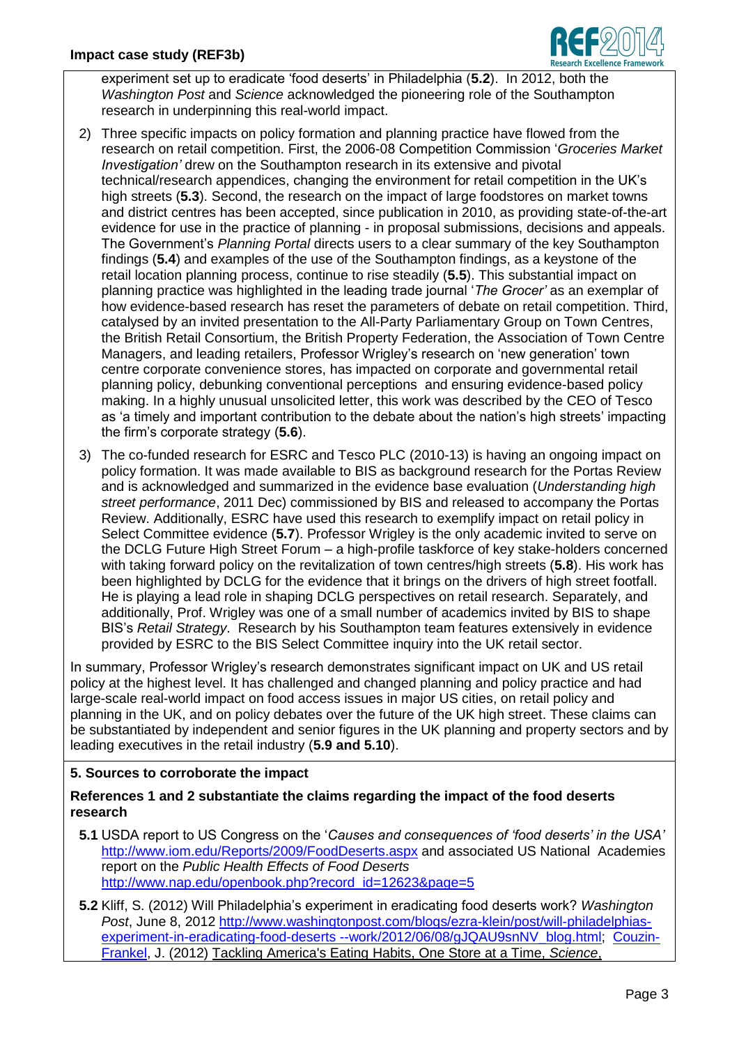experiment set up to eradicate 'food deserts' in Philadelphia (**5.2**). In 2012, both the *Washington Post* and *Science* acknowledged the pioneering role of the Southampton research in underpinning this real-world impact.

2) Three specific impacts on policy formation and planning practice have flowed from the research on retail competition. First, the 2006-08 Competition Commission '*Groceries Market Investigation'* drew on the Southampton research in its extensive and pivotal technical/research appendices, changing the environment for retail competition in the UK's high streets (**5.3**). Second, the research on the impact of large foodstores on market towns and district centres has been accepted, since publication in 2010, as providing state-of-the-art evidence for use in the practice of planning - in proposal submissions, decisions and appeals. The Government's *Planning Portal* directs users to a clear summary of the key Southampton findings (**5.4**) and examples of the use of the Southampton findings, as a keystone of the retail location planning process, continue to rise steadily (**5.5**). This substantial impact on planning practice was highlighted in the leading trade journal '*The Grocer'* as an exemplar of how evidence-based research has reset the parameters of debate on retail competition. Third, catalysed by an invited presentation to the All-Party Parliamentary Group on Town Centres, the British Retail Consortium, the British Property Federation, the Association of Town Centre Managers, and leading retailers, Professor Wrigley's research on 'new generation' town centre corporate convenience stores, has impacted on corporate and governmental retail planning policy, debunking conventional perceptions and ensuring evidence-based policy making. In a highly unusual unsolicited letter, this work was described by the CEO of Tesco as 'a timely and important contribution to the debate about the nation's high streets' impacting the firm's corporate strategy (**5.6**).

3) The co-funded research for ESRC and Tesco PLC (2010-13) is having an ongoing impact on policy formation. It was made available to BIS as background research for the Portas Review and is acknowledged and summarized in the evidence base evaluation (*Understanding high street performance*, 2011 Dec) commissioned by BIS and released to accompany the Portas Review. Additionally, ESRC have used this research to exemplify impact on retail policy in Select Committee evidence (**5.7**). Professor Wrigley is the only academic invited to serve on the DCLG Future High Street Forum – a high-profile taskforce of key stake-holders concerned with taking forward policy on the revitalization of town centres/high streets (**5.8**). His work has been highlighted by DCLG for the evidence that it brings on the drivers of high street footfall. He is playing a lead role in shaping DCLG perspectives on retail research. Separately, and additionally, Prof. Wrigley was one of a small number of academics invited by BIS to shape BIS's *Retail Strategy*. Research by his Southampton team features extensively in evidence provided by ESRC to the BIS Select Committee inquiry into the UK retail sector.

In summary, Professor Wrigley's research demonstrates significant impact on UK and US retail policy at the highest level. It has challenged and changed planning and policy practice and had large-scale real-world impact on food access issues in major US cities, on retail policy and planning in the UK, and on policy debates over the future of the UK high street. These claims can be substantiated by independent and senior figures in the UK planning and property sectors and by leading executives in the retail industry (**5.9 and 5.10**).

## 5. Sources to corroborate the impact

**References 1 and 2 substantiate the claims regarding the impact of the food deserts research**

**5.1** USDA report to US Congress on the '*Causes and consequences of 'food deserts' in the USA'* http://www.iom.edu/Reports/2009/FoodDeserts.aspx and associated US National Academies report on the *Public Health Effects of Food Deserts* http://www.nap.edu/openbook.php?record_id=12623&page=5

**5.2** Kliff, S. (2012) Will Philadelphia's experiment in eradicating food deserts work? *Washington Post*, June 8, 2012 http://www.washingtonpost.com/blogs/ezra-klein/post/will-philadelphias-experiment-in-eradicating-food-deserts --work/2012/06/08/gJQAU9snNV_blog.html; Couzin-Frankel, J. (2012) Tackling America's Eating Habits, One Store at a Time, *Science*,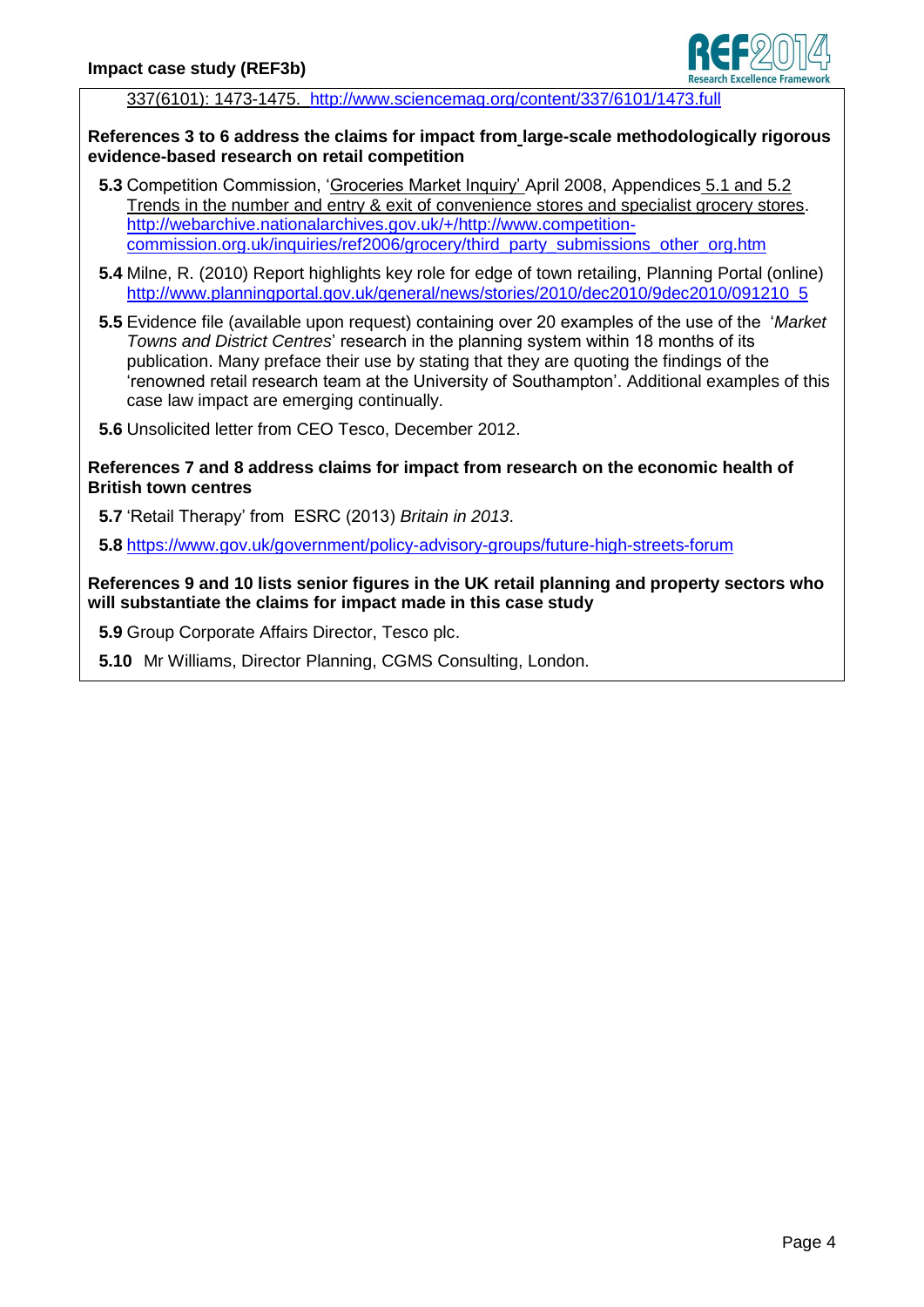337(6101): 1473-1475. http://www.sciencemag.org/content/337/6101/1473.full

**References 3 to 6 address the claims for impact from large-scale methodologically rigorous evidence-based research on retail competition**

**5.3** Competition Commission, 'Groceries Market Inquiry' April 2008, Appendices 5.1 and 5.2 Trends in the number and entry & exit of convenience stores and specialist grocery stores. http://webarchive.nationalarchives.gov.uk/+/http://www.competition-commission.org.uk/inquiries/ref2006/grocery/third_party_submissions_other_org.htm

**5.4** Milne, R. (2010) Report highlights key role for edge of town retailing, Planning Portal (online) http://www.planningportal.gov.uk/general/news/stories/2010/dec2010/9dec2010/091210_5

**5.5** Evidence file (available upon request) containing over 20 examples of the use of the '*Market Towns and District Centres*' research in the planning system within 18 months of its publication. Many preface their use by stating that they are quoting the findings of the 'renowned retail research team at the University of Southampton'. Additional examples of this case law impact are emerging continually.

**5.6** Unsolicited letter from CEO Tesco, December 2012.

**References 7 and 8 address claims for impact from research on the economic health of British town centres**

**5.7** 'Retail Therapy' from ESRC (2013) *Britain in 2013*.

**5.8** https://www.gov.uk/government/policy-advisory-groups/future-high-streets-forum

**References 9 and 10 lists senior figures in the UK retail planning and property sectors who will substantiate the claims for impact made in this case study**

**5.9** Group Corporate Affairs Director, Tesco plc.

**5.10** Mr Williams, Director Planning, CGMS Consulting, London.